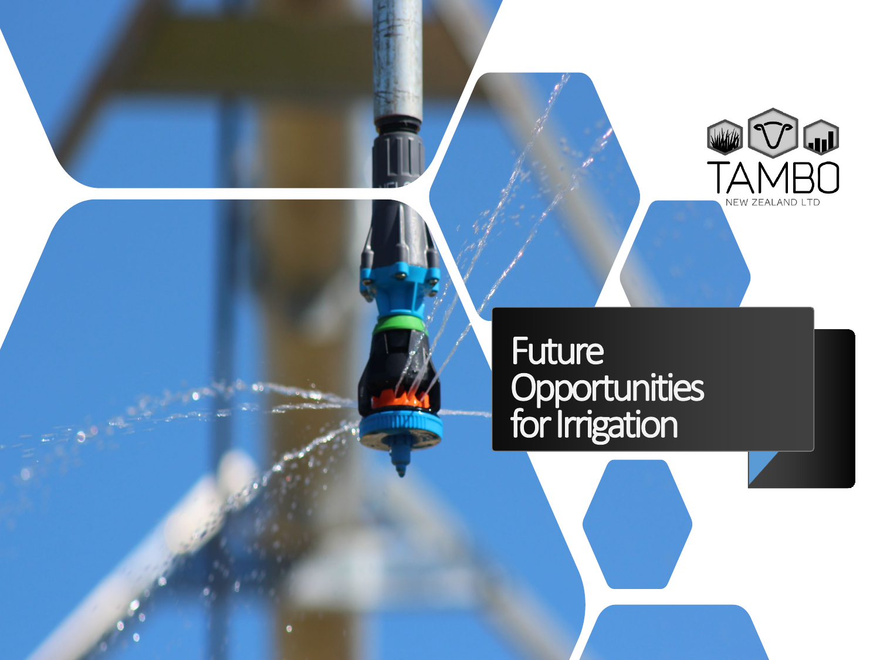TAMBO

NEW ZEALAND LTD

# Future Opportunities for Irrigation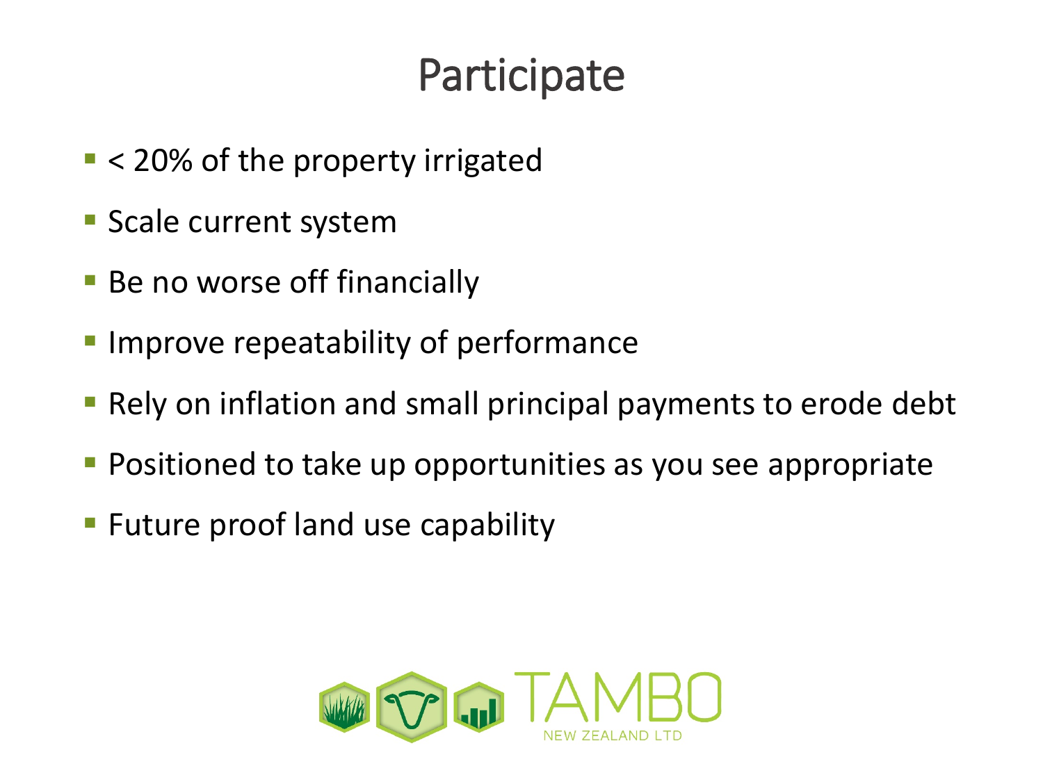# Participate

- < 20% of the property irrigated
- Scale current system
- Be no worse off financially
- Improve repeatability of performance
- Rely on inflation and small principal payments to erode debt
- Positioned to take up opportunities as you see appropriate
- Future proof land use capability

TAMBO
NEW ZEALAND LTD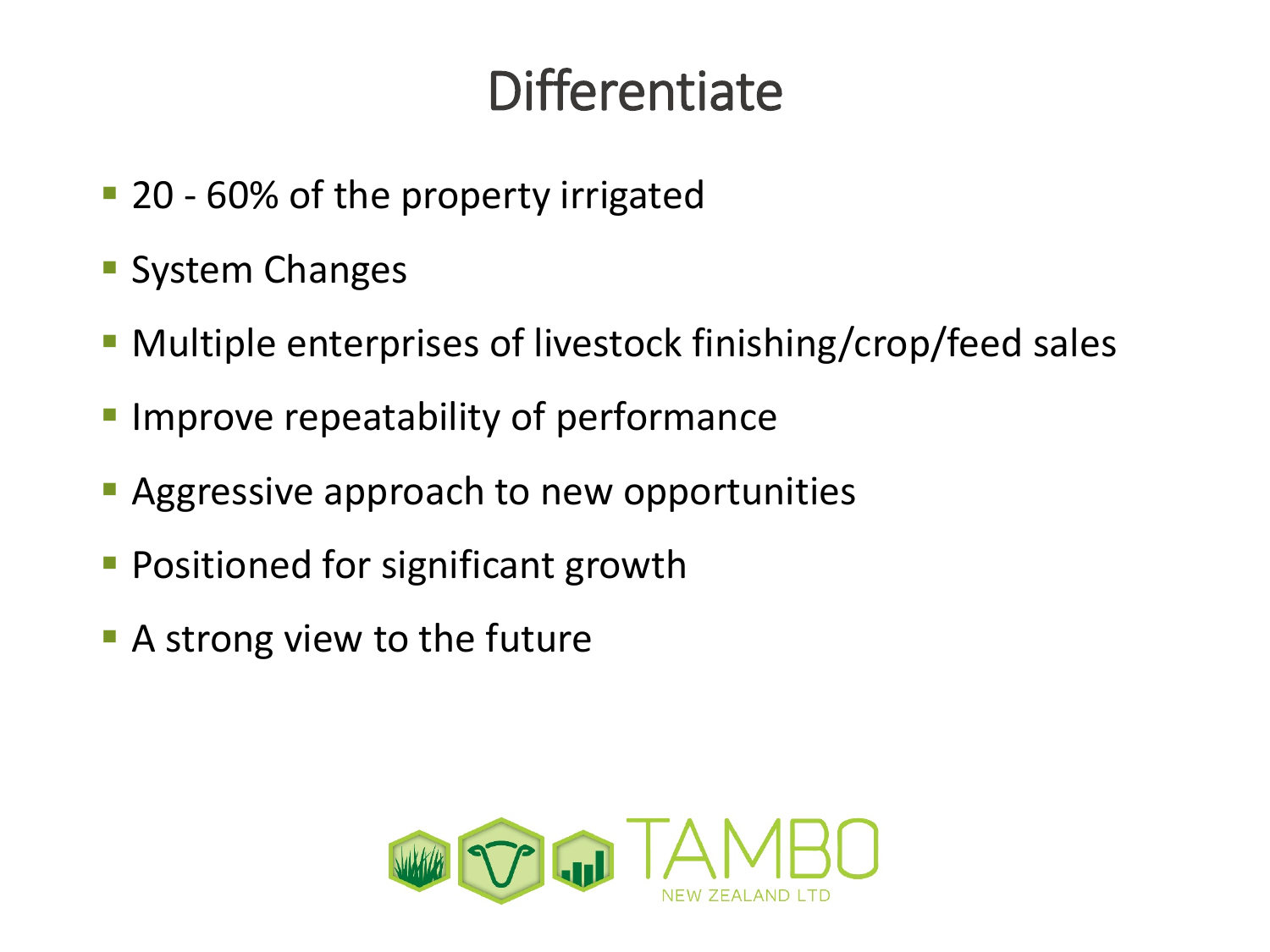# Differentiate

- 20 - 60% of the property irrigated
- System Changes
- Multiple enterprises of livestock finishing/crop/feed sales
- Improve repeatability of performance
- Aggressive approach to new opportunities
- Positioned for significant growth
- A strong view to the future

TAMBO NEW ZEALAND LTD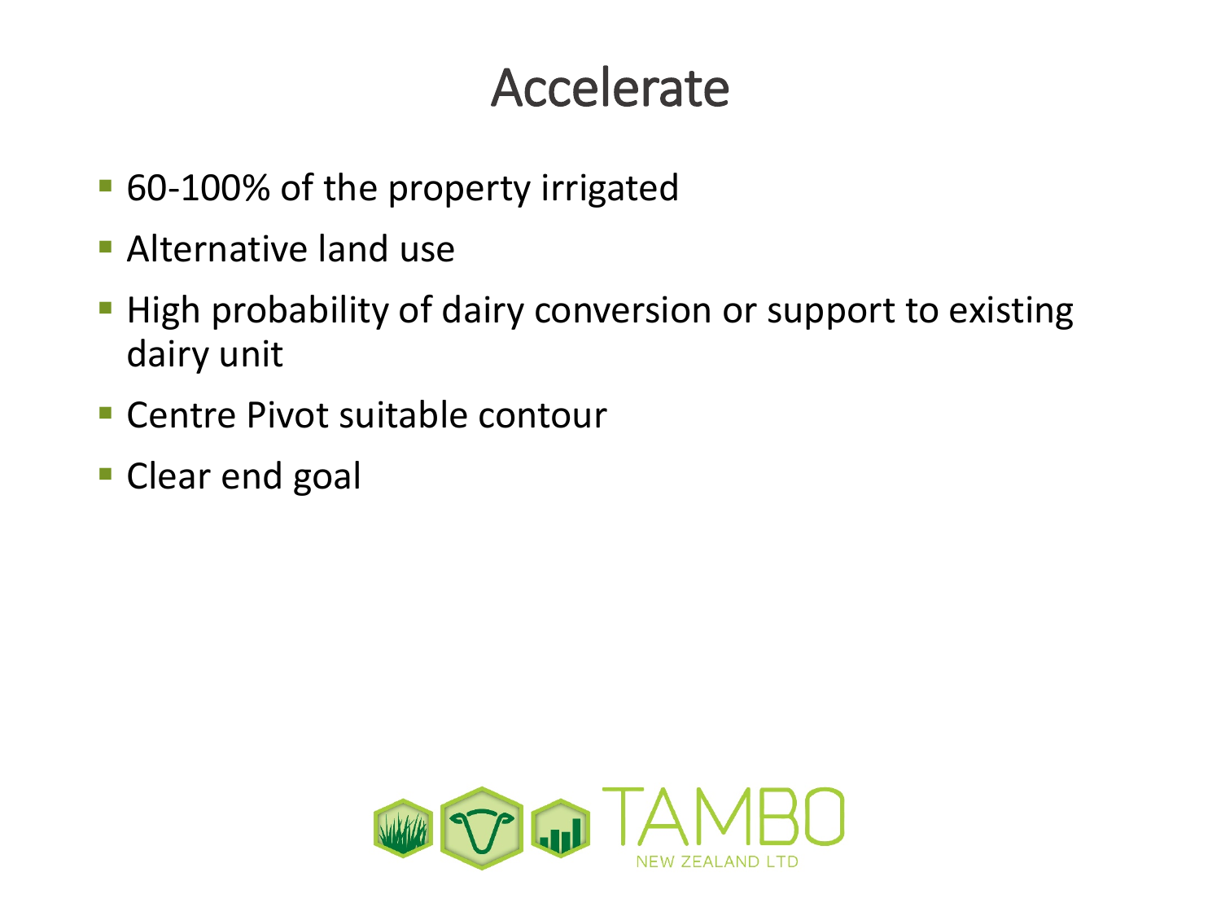# Accelerate

- 60-100% of the property irrigated
- Alternative land use
- High probability of dairy conversion or support to existing dairy unit
- Centre Pivot suitable contour
- Clear end goal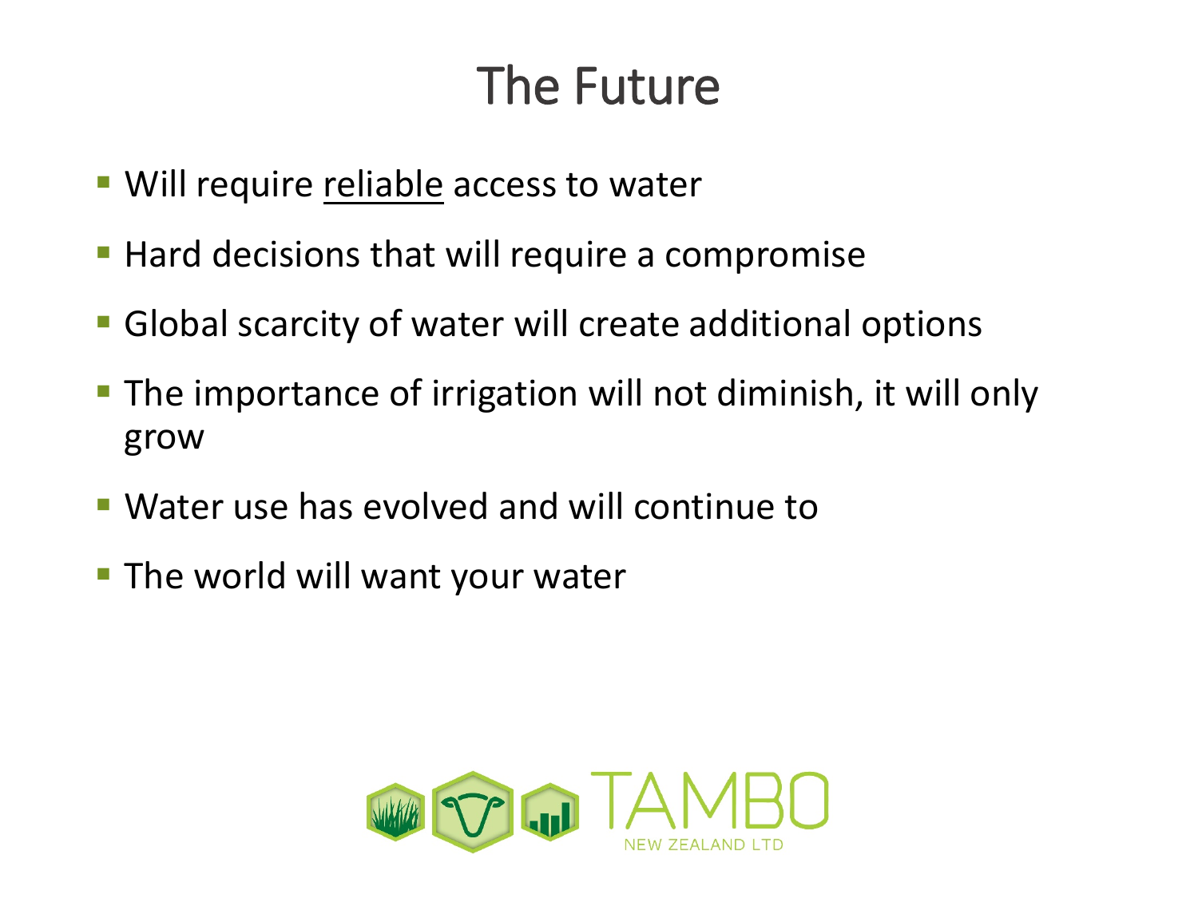# The Future

- Will require <u>reliable</u> access to water
- Hard decisions that will require a compromise
- Global scarcity of water will create additional options
- The importance of irrigation will not diminish, it will only grow
- Water use has evolved and will continue to
- The world will want your water

TAMBO NEW ZEALAND LTD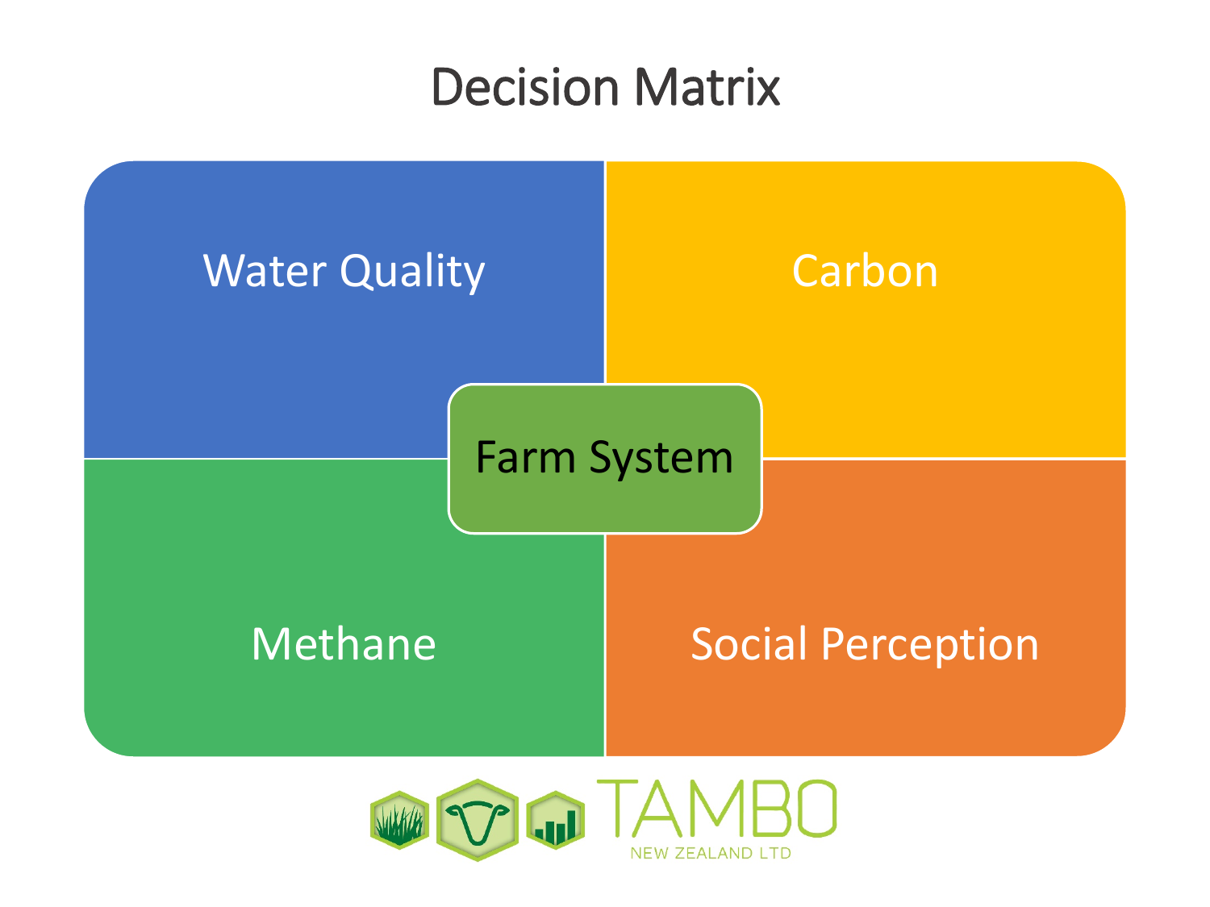# Decision Matrix

- Water Quality
- Carbon
- Farm System
- Methane
- Social Perception

TAMBO NEW ZEALAND LTD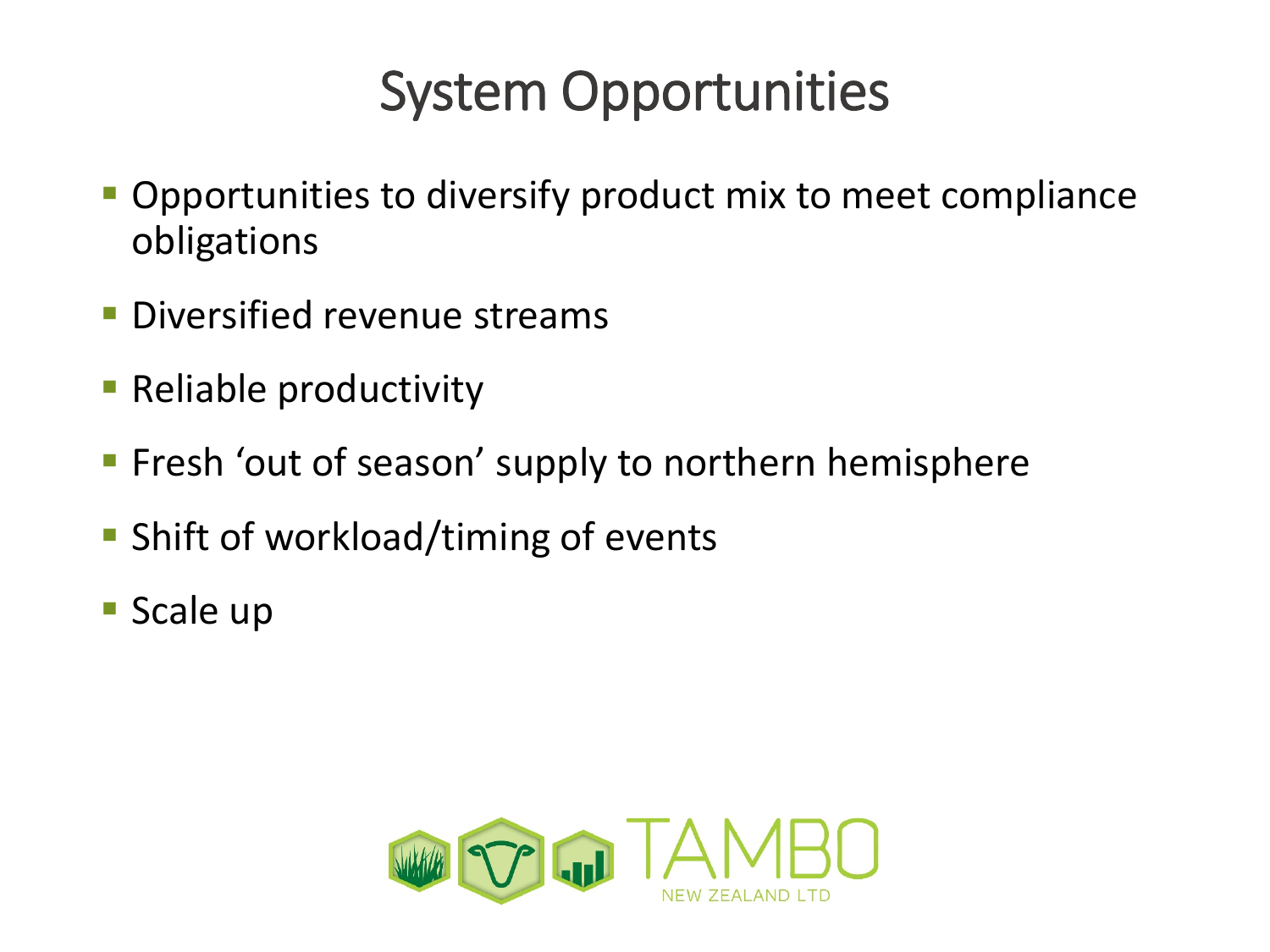# System Opportunities

- Opportunities to diversify product mix to meet compliance obligations
- Diversified revenue streams
- Reliable productivity
- Fresh 'out of season' supply to northern hemisphere
- Shift of workload/timing of events
- Scale up

TAMBO NEW ZEALAND LTD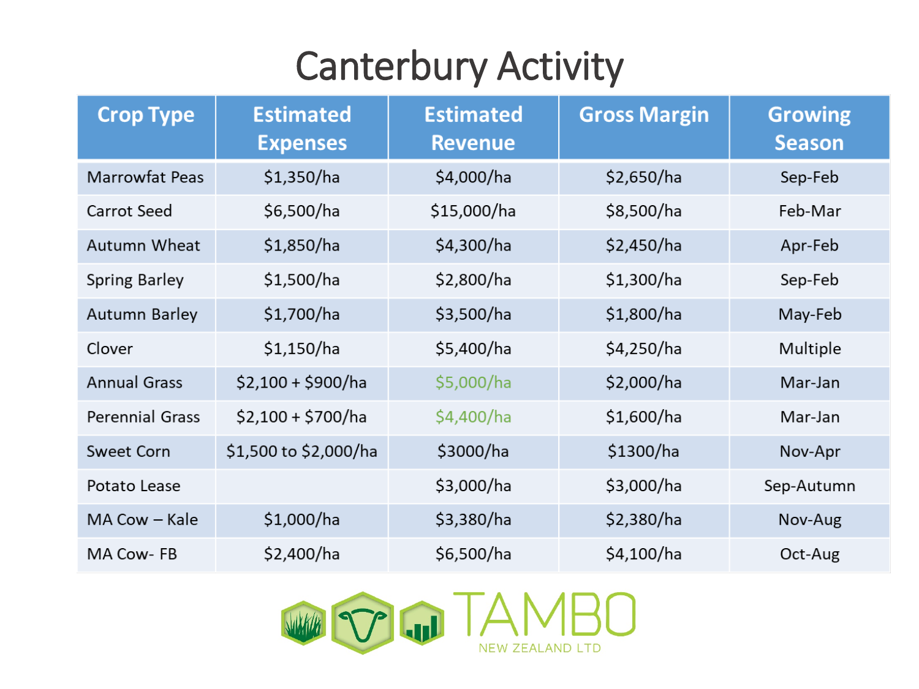# Canterbury Activity

| Crop Type | Estimated Expenses | Estimated Revenue | Gross Margin | Growing Season |
|---|---|---|---|---|
| Marrowfat Peas | $1,350/ha | $4,000/ha | $2,650/ha | Sep-Feb |
| Carrot Seed | $6,500/ha | $15,000/ha | $8,500/ha | Feb-Mar |
| Autumn Wheat | $1,850/ha | $4,300/ha | $2,450/ha | Apr-Feb |
| Spring Barley | $1,500/ha | $2,800/ha | $1,300/ha | Sep-Feb |
| Autumn Barley | $1,700/ha | $3,500/ha | $1,800/ha | May-Feb |
| Clover | $1,150/ha | $5,400/ha | $4,250/ha | Multiple |
| Annual Grass | $2,100 + $900/ha | $5,000/ha | $2,000/ha | Mar-Jan |
| Perennial Grass | $2,100 + $700/ha | $4,400/ha | $1,600/ha | Mar-Jan |
| Sweet Corn | $1,500 to $2,000/ha | $3000/ha | $1300/ha | Nov-Apr |
| Potato Lease | | $3,000/ha | $3,000/ha | Sep-Autumn |
| MA Cow – Kale | $1,000/ha | $3,380/ha | $2,380/ha | Nov-Aug |
| MA Cow- FB | $2,400/ha | $6,500/ha | $4,100/ha | Oct-Aug |

TAMBO
NEW ZEALAND LTD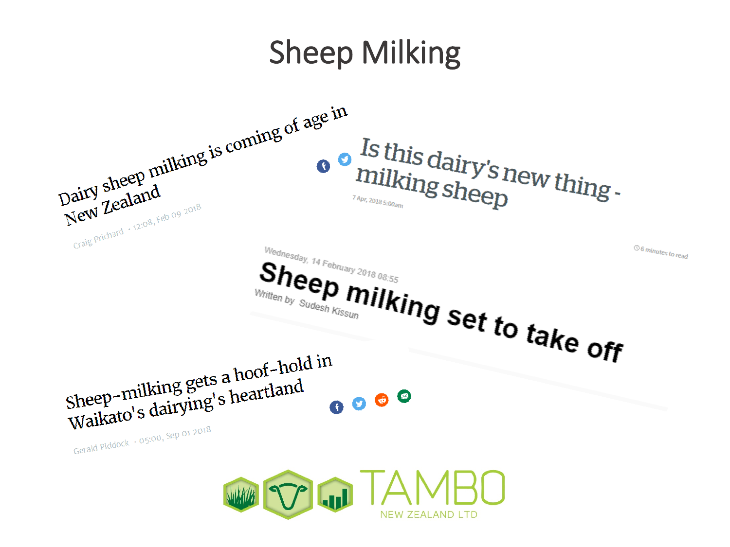# Sheep Milking

Dairy sheep milking is coming of age in New Zealand

Craig Prichard • 12:08, Feb 09 2018

Is this dairy's new thing - milking sheep

7 Apr, 2018 5:00am

Wednesday, 14 February 2018 08:55

6 minutes to read

**Sheep milking set to take off**

Written by Sudesh Kissun

Sheep-milking gets a hoof-hold in Waikato's dairying's heartland

Gerald Piddock • 05:00, Sep 01 2018

TAMBO NEW ZEALAND LTD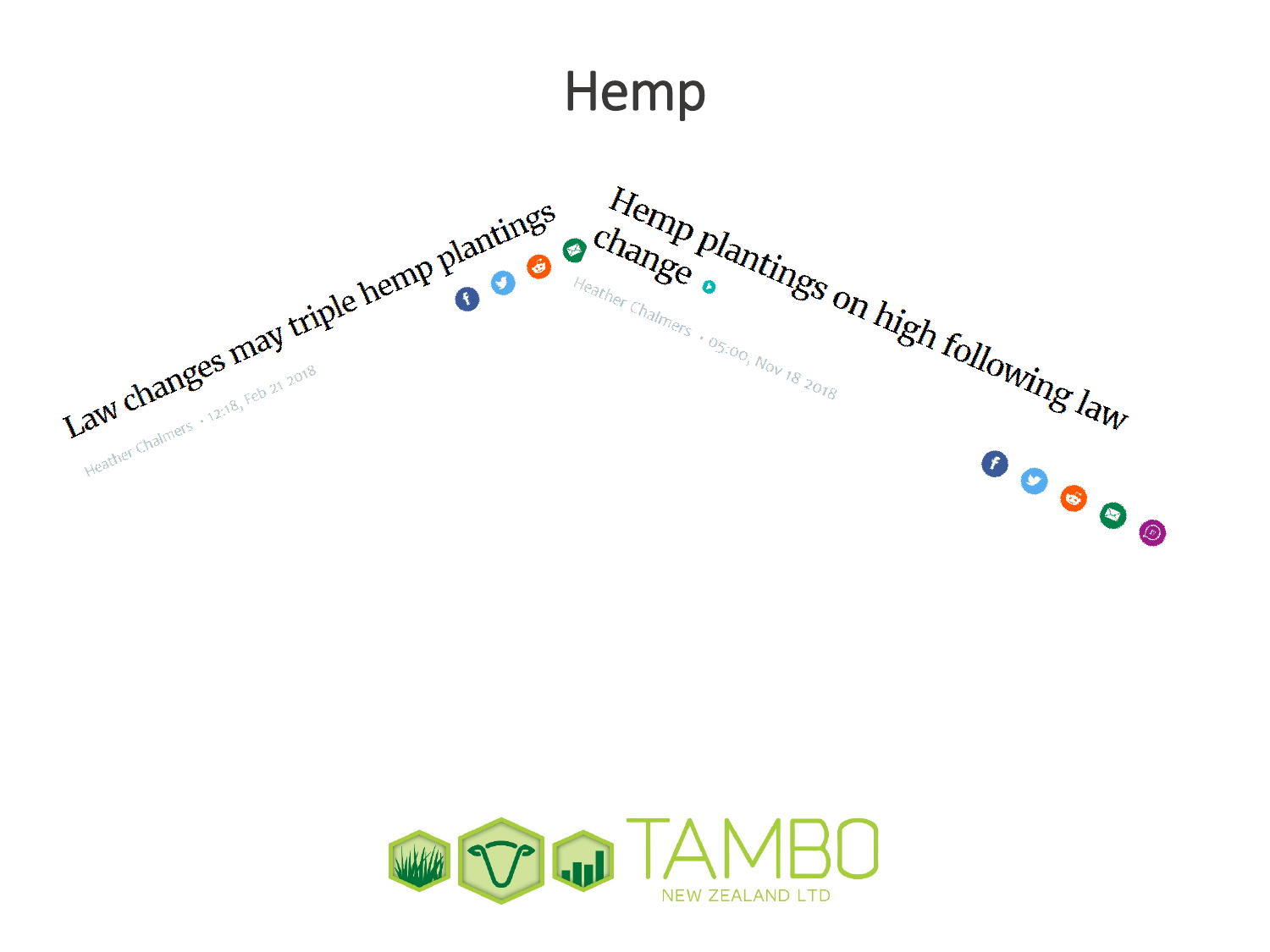# Hemp

Law changes may triple hemp plantings

Heather Chalmers · 12:18, Feb 21 2018

Hemp plantings on high following law change

Heather Chalmers · 05:00, Nov 18 2018

TAMBO
NEW ZEALAND LTD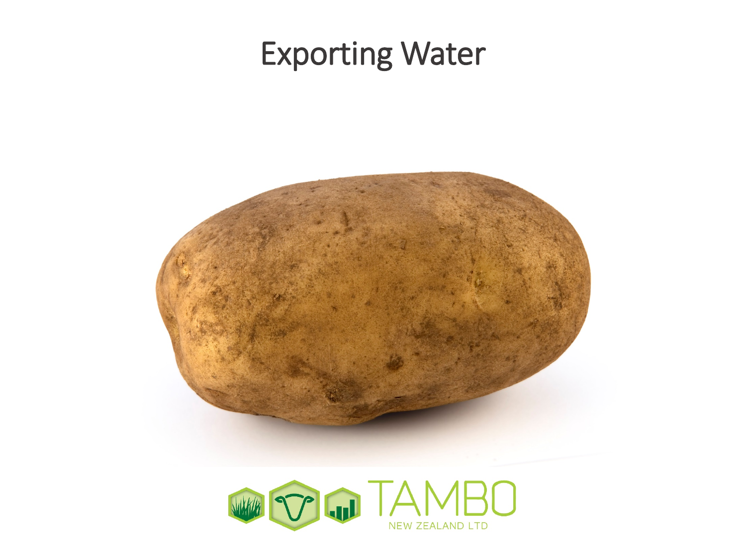# Exporting Water

TAMBO
NEW ZEALAND LTD